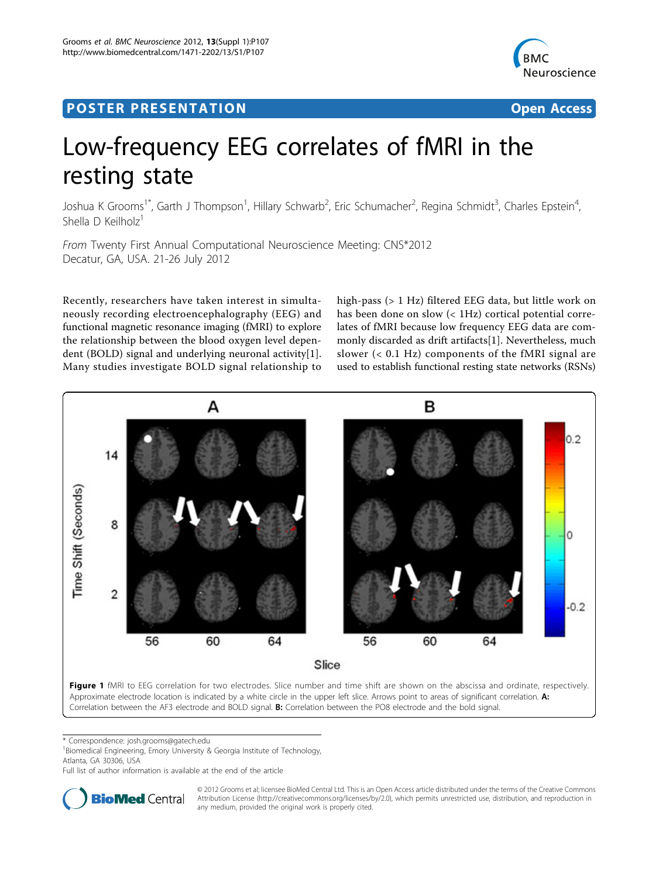POSTER PRESENTATION — Open Access

# Low-frequency EEG correlates of fMRI in the resting state

Joshua K Grooms[1*], Garth J Thompson[1], Hillary Schwarb[2], Eric Schumacher[2], Regina Schmidt[3], Charles Epstein[4], Shella D Keilholz[1]

*From* Twenty First Annual Computational Neuroscience Meeting: CNS*2012
Decatur, GA, USA. 21-26 July 2012

Recently, researchers have taken interest in simultaneously recording electroencephalography (EEG) and functional magnetic resonance imaging (fMRI) to explore the relationship between the blood oxygen level dependent (BOLD) signal and underlying neuronal activity[1]. Many studies investigate BOLD signal relationship to high-pass (> 1 Hz) filtered EEG data, but little work on has been done on slow (< 1Hz) cortical potential correlates of fMRI because low frequency EEG data are commonly discarded as drift artifacts[1]. Nevertheless, much slower (< 0.1 Hz) components of the fMRI signal are used to establish functional resting state networks (RSNs)

**Figure 1** fMRI to EEG correlation for two electrodes. Slice number and time shift are shown on the abscissa and ordinate, respectively. Approximate electrode location is indicated by a white circle in the upper left slice. Arrows point to areas of significant correlation. **A:** Correlation between the AF3 electrode and BOLD signal. **B:** Correlation between the PO8 electrode and the bold signal.

\* Correspondence: josh.grooms@gatech.edu
[1]Biomedical Engineering, Emory University & Georgia Institute of Technology, Atlanta, GA 30306, USA
Full list of author information is available at the end of the article

© 2012 Grooms et al; licensee BioMed Central Ltd. This is an Open Access article distributed under the terms of the Creative Commons Attribution License (http://creativecommons.org/licenses/by/2.0), which permits unrestricted use, distribution, and reproduction in any medium, provided the original work is properly cited.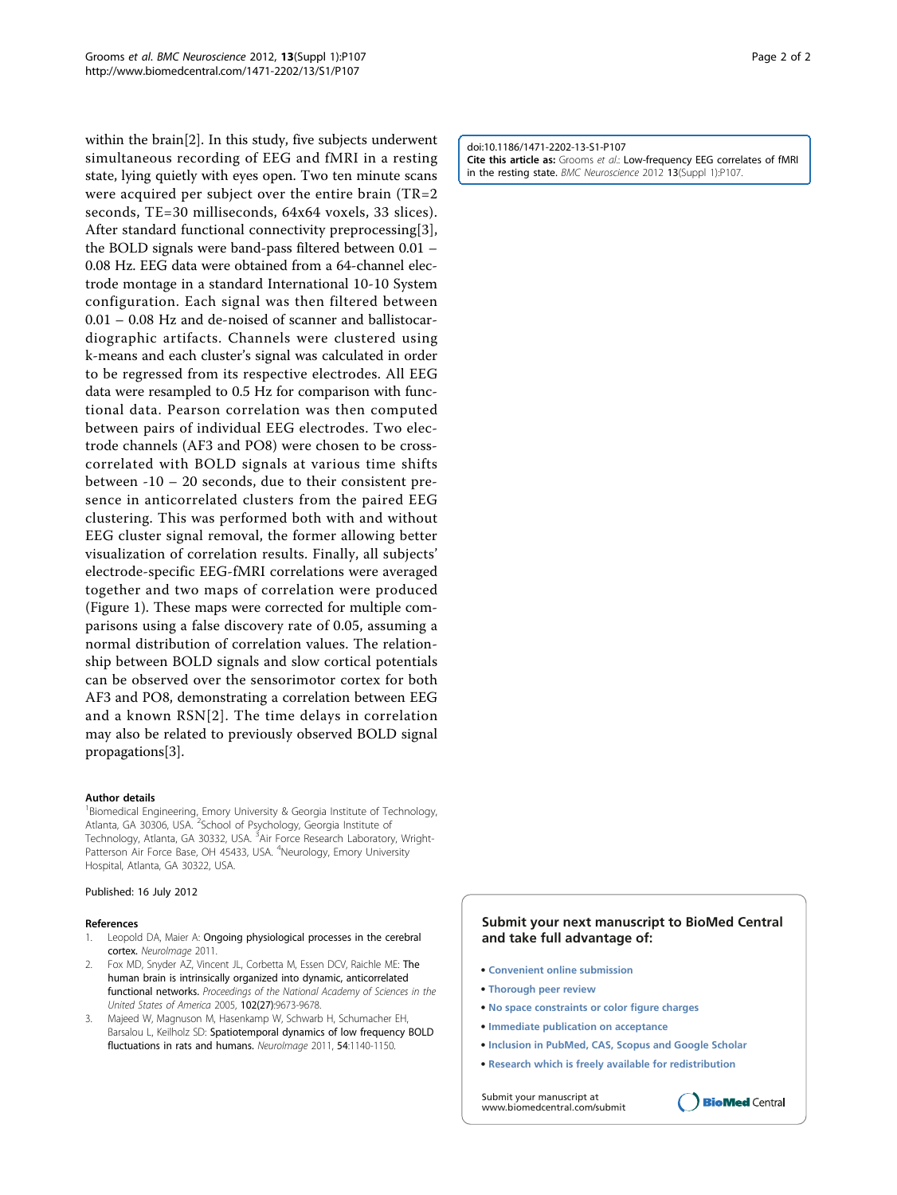within the brain[2]. In this study, five subjects underwent simultaneous recording of EEG and fMRI in a resting state, lying quietly with eyes open. Two ten minute scans were acquired per subject over the entire brain (TR=2 seconds, TE=30 milliseconds, 64x64 voxels, 33 slices). After standard functional connectivity preprocessing[3], the BOLD signals were band-pass filtered between 0.01 – 0.08 Hz. EEG data were obtained from a 64-channel electrode montage in a standard International 10-10 System configuration. Each signal was then filtered between 0.01 – 0.08 Hz and de-noised of scanner and ballistocardiographic artifacts. Channels were clustered using k-means and each cluster's signal was calculated in order to be regressed from its respective electrodes. All EEG data were resampled to 0.5 Hz for comparison with functional data. Pearson correlation was then computed between pairs of individual EEG electrodes. Two electrode channels (AF3 and PO8) were chosen to be cross-correlated with BOLD signals at various time shifts between -10 – 20 seconds, due to their consistent presence in anticorrelated clusters from the paired EEG clustering. This was performed both with and without EEG cluster signal removal, the former allowing better visualization of correlation results. Finally, all subjects' electrode-specific EEG-fMRI correlations were averaged together and two maps of correlation were produced (Figure 1). These maps were corrected for multiple comparisons using a false discovery rate of 0.05, assuming a normal distribution of correlation values. The relationship between BOLD signals and slow cortical potentials can be observed over the sensorimotor cortex for both AF3 and PO8, demonstrating a correlation between EEG and a known RSN[2]. The time delays in correlation may also be related to previously observed BOLD signal propagations[3].

#### Author details

[1]Biomedical Engineering, Emory University & Georgia Institute of Technology, Atlanta, GA 30306, USA. [2]School of Psychology, Georgia Institute of Technology, Atlanta, GA 30332, USA. [3]Air Force Research Laboratory, Wright-Patterson Air Force Base, OH 45433, USA. [4]Neurology, Emory University Hospital, Atlanta, GA 30322, USA.

Published: 16 July 2012

#### References

1. Leopold DA, Maier A: **Ongoing physiological processes in the cerebral cortex.** *NeuroImage* 2011.
2. Fox MD, Snyder AZ, Vincent JL, Corbetta M, Essen DCV, Raichle ME: **The human brain is intrinsically organized into dynamic, anticorrelated functional networks.** *Proceedings of the National Academy of Sciences in the United States of America* 2005, **102(27)**:9673-9678.
3. Majeed W, Magnuson M, Hasenkamp W, Schwarb H, Schumacher EH, Barsalou L, Keilholz SD: **Spatiotemporal dynamics of low frequency BOLD fluctuations in rats and humans.** *NeuroImage* 2011, **54**:1140-1150.

doi:10.1186/1471-2202-13-S1-P107

**Cite this article as:** Grooms *et al.*: Low-frequency EEG correlates of fMRI in the resting state. *BMC Neuroscience* 2012 **13**(Suppl 1):P107.

**Submit your next manuscript to BioMed Central and take full advantage of:**

- Convenient online submission
- Thorough peer review
- No space constraints or color figure charges
- Immediate publication on acceptance
- Inclusion in PubMed, CAS, Scopus and Google Scholar
- Research which is freely available for redistribution

Submit your manuscript at www.biomedcentral.com/submit

BioMed Central